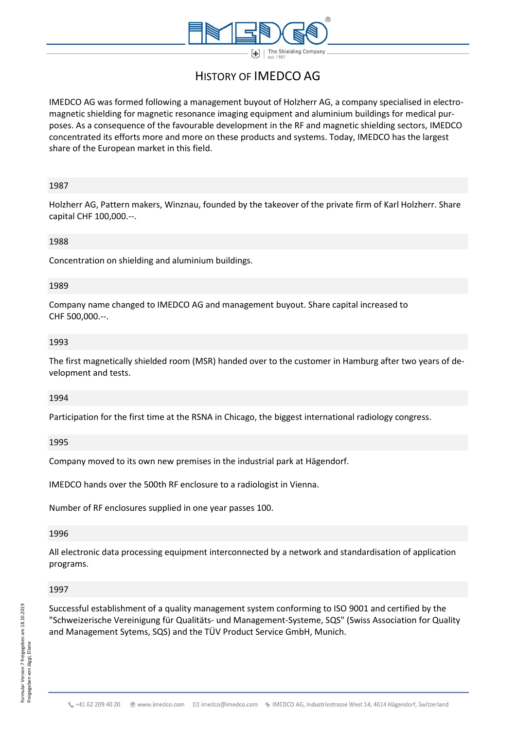# History of IMEDCO AG

IMEDCO AG was formed following a management buyout of Holzherr AG, a company specialised in electromagnetic shielding for magnetic resonance imaging equipment and aluminium buildings for medical purposes. As a consequence of the favourable development in the RF and magnetic shielding sectors, IMEDCO concentrated its efforts more and more on these products and systems. Today, IMEDCO has the largest share of the European market in this field.

## 1987

Holzherr AG, Pattern makers, Winznau, founded by the takeover of the private firm of Karl Holzherr. Share capital CHF 100,000.--.

## 1988

Concentration on shielding and aluminium buildings.

## 1989

Company name changed to IMEDCO AG and management buyout. Share capital increased to CHF 500,000.--.

## 1993

The first magnetically shielded room (MSR) handed over to the customer in Hamburg after two years of development and tests.

## 1994

Participation for the first time at the RSNA in Chicago, the biggest international radiology congress.

## 1995

Company moved to its own new premises in the industrial park at Hägendorf.

IMEDCO hands over the 500th RF enclosure to a radiologist in Vienna.

Number of RF enclosures supplied in one year passes 100.

## 1996

All electronic data processing equipment interconnected by a network and standardisation of application programs.

## 1997

Successful establishment of a quality management system conforming to ISO 9001 and certified by the "Schweizerische Vereinigung für Qualitäts- und Management-Systeme, SQS" (Swiss Association for Quality and Management Sytems, SQS) and the TÜV Product Service GmbH, Munich.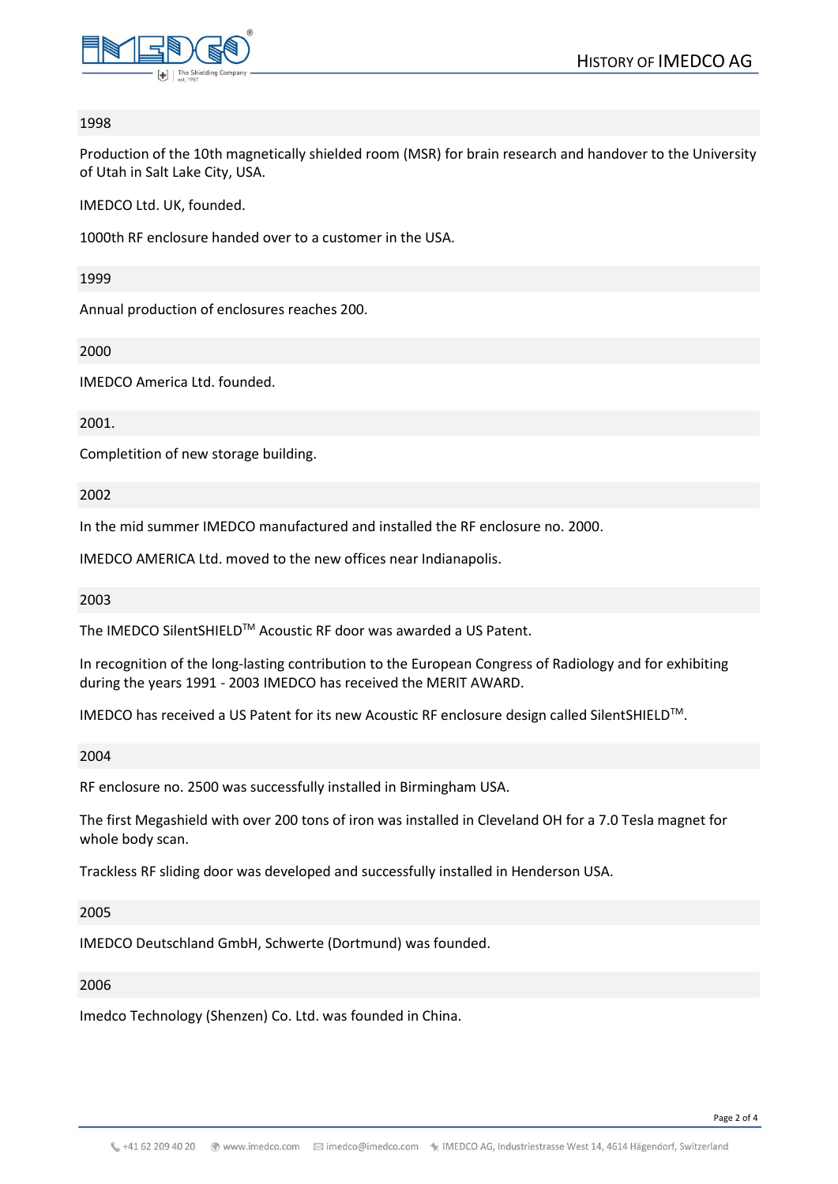## 1998

Production of the 10th magnetically shielded room (MSR) for brain research and handover to the University of Utah in Salt Lake City, USA.

IMEDCO Ltd. UK, founded.

1000th RF enclosure handed over to a customer in the USA.

## 1999

Annual production of enclosures reaches 200.

## 2000

IMEDCO America Ltd. founded.

## 2001.

Completition of new storage building.

## 2002

In the mid summer IMEDCO manufactured and installed the RF enclosure no. 2000.

IMEDCO AMERICA Ltd. moved to the new offices near Indianapolis.

## 2003

The IMEDCO SilentSHIELD™ Acoustic RF door was awarded a US Patent.

In recognition of the long-lasting contribution to the European Congress of Radiology and for exhibiting during the years 1991 - 2003 IMEDCO has received the MERIT AWARD.

IMEDCO has received a US Patent for its new Acoustic RF enclosure design called SilentSHIELD™.

## 2004

RF enclosure no. 2500 was successfully installed in Birmingham USA.

The first Megashield with over 200 tons of iron was installed in Cleveland OH for a 7.0 Tesla magnet for whole body scan.

Trackless RF sliding door was developed and successfully installed in Henderson USA.

## 2005

IMEDCO Deutschland GmbH, Schwerte (Dortmund) was founded.

## 2006

Imedco Technology (Shenzen) Co. Ltd. was founded in China.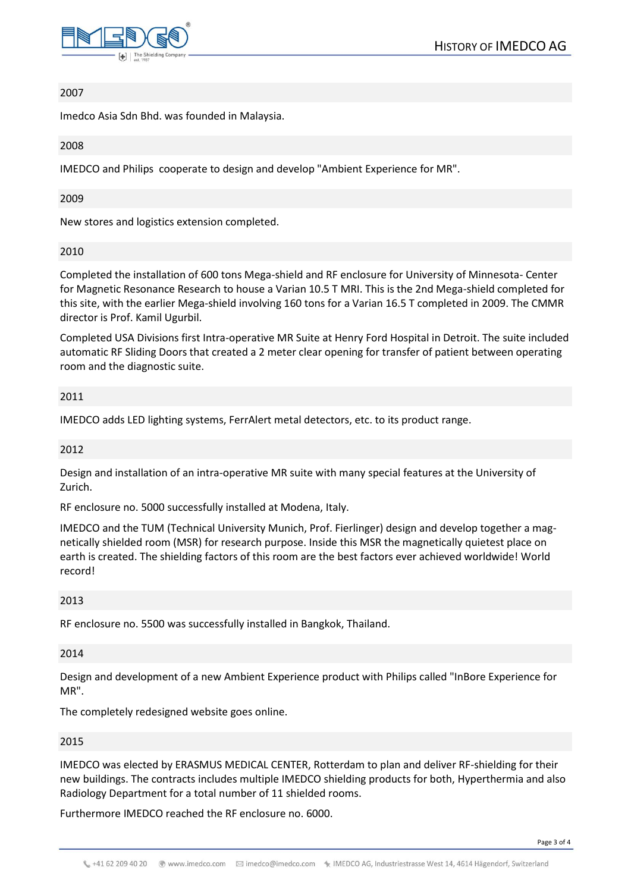## 2007

Imedco Asia Sdn Bhd. was founded in Malaysia.

## 2008

IMEDCO and Philips cooperate to design and develop "Ambient Experience for MR".

## 2009

New stores and logistics extension completed.

## 2010

Completed the installation of 600 tons Mega-shield and RF enclosure for University of Minnesota- Center for Magnetic Resonance Research to house a Varian 10.5 T MRI. This is the 2nd Mega-shield completed for this site, with the earlier Mega-shield involving 160 tons for a Varian 16.5 T completed in 2009. The CMMR director is Prof. Kamil Ugurbil.

Completed USA Divisions first Intra-operative MR Suite at Henry Ford Hospital in Detroit. The suite included automatic RF Sliding Doors that created a 2 meter clear opening for transfer of patient between operating room and the diagnostic suite.

## 2011

IMEDCO adds LED lighting systems, FerrAlert metal detectors, etc. to its product range.

## 2012

Design and installation of an intra-operative MR suite with many special features at the University of Zurich.

RF enclosure no. 5000 successfully installed at Modena, Italy.

IMEDCO and the TUM (Technical University Munich, Prof. Fierlinger) design and develop together a magnetically shielded room (MSR) for research purpose. Inside this MSR the magnetically quietest place on earth is created. The shielding factors of this room are the best factors ever achieved worldwide! World record!

## 2013

RF enclosure no. 5500 was successfully installed in Bangkok, Thailand.

## 2014

Design and development of a new Ambient Experience product with Philips called "InBore Experience for MR".

The completely redesigned website goes online.

## 2015

IMEDCO was elected by ERASMUS MEDICAL CENTER, Rotterdam to plan and deliver RF-shielding for their new buildings. The contracts includes multiple IMEDCO shielding products for both, Hyperthermia and also Radiology Department for a total number of 11 shielded rooms.

Furthermore IMEDCO reached the RF enclosure no. 6000.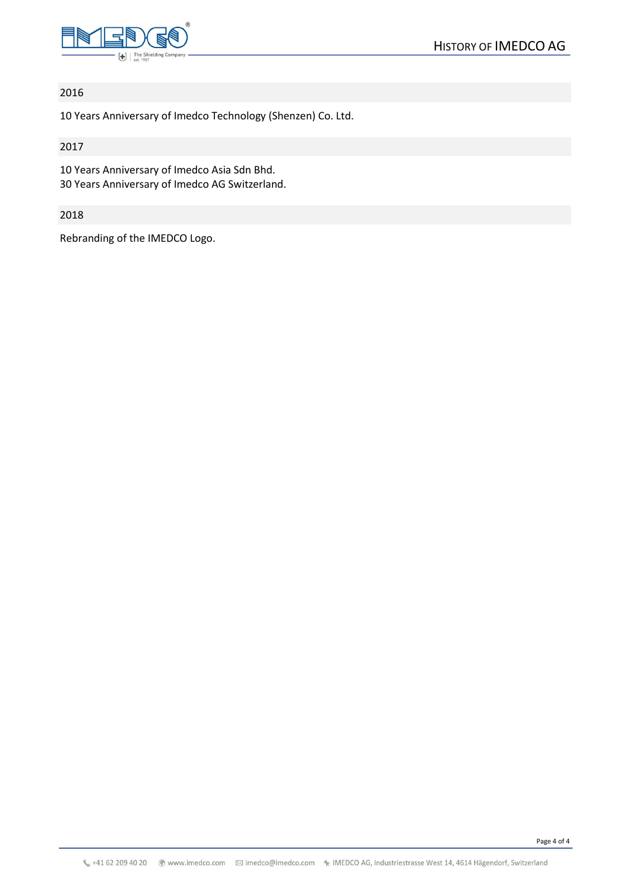## 2016

10 Years Anniversary of Imedco Technology (Shenzen) Co. Ltd.

## 2017

10 Years Anniversary of Imedco Asia Sdn Bhd.
30 Years Anniversary of Imedco AG Switzerland.

## 2018

Rebranding of the IMEDCO Logo.